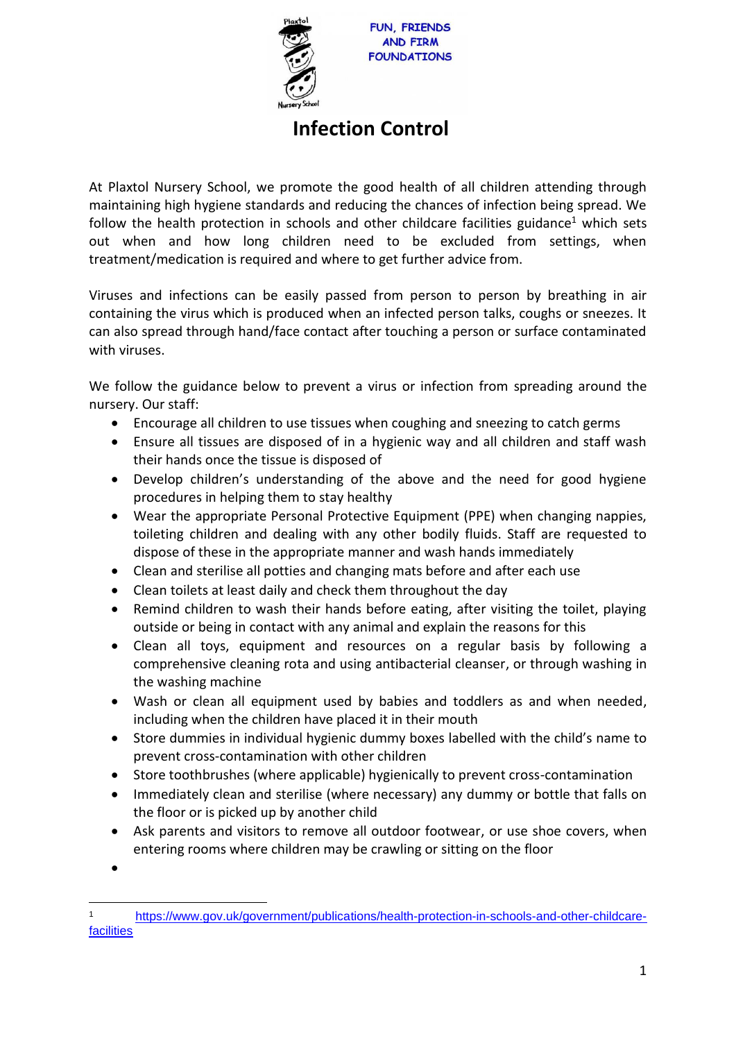FUN, FRIENDS AND FIRM FOUNDATIONS

# Infection Control

At Plaxtol Nursery School, we promote the good health of all children attending through maintaining high hygiene standards and reducing the chances of infection being spread. We follow the health protection in schools and other childcare facilities guidance[1] which sets out when and how long children need to be excluded from settings, when treatment/medication is required and where to get further advice from.

Viruses and infections can be easily passed from person to person by breathing in air containing the virus which is produced when an infected person talks, coughs or sneezes. It can also spread through hand/face contact after touching a person or surface contaminated with viruses.

We follow the guidance below to prevent a virus or infection from spreading around the nursery. Our staff:

- Encourage all children to use tissues when coughing and sneezing to catch germs
- Ensure all tissues are disposed of in a hygienic way and all children and staff wash their hands once the tissue is disposed of
- Develop children's understanding of the above and the need for good hygiene procedures in helping them to stay healthy
- Wear the appropriate Personal Protective Equipment (PPE) when changing nappies, toileting children and dealing with any other bodily fluids. Staff are requested to dispose of these in the appropriate manner and wash hands immediately
- Clean and sterilise all potties and changing mats before and after each use
- Clean toilets at least daily and check them throughout the day
- Remind children to wash their hands before eating, after visiting the toilet, playing outside or being in contact with any animal and explain the reasons for this
- Clean all toys, equipment and resources on a regular basis by following a comprehensive cleaning rota and using antibacterial cleanser, or through washing in the washing machine
- Wash or clean all equipment used by babies and toddlers as and when needed, including when the children have placed it in their mouth
- Store dummies in individual hygienic dummy boxes labelled with the child's name to prevent cross-contamination with other children
- Store toothbrushes (where applicable) hygienically to prevent cross-contamination
- Immediately clean and sterilise (where necessary) any dummy or bottle that falls on the floor or is picked up by another child
- Ask parents and visitors to remove all outdoor footwear, or use shoe covers, when entering rooms where children may be crawling or sitting on the floor
- 

[1] https://www.gov.uk/government/publications/health-protection-in-schools-and-other-childcare-facilities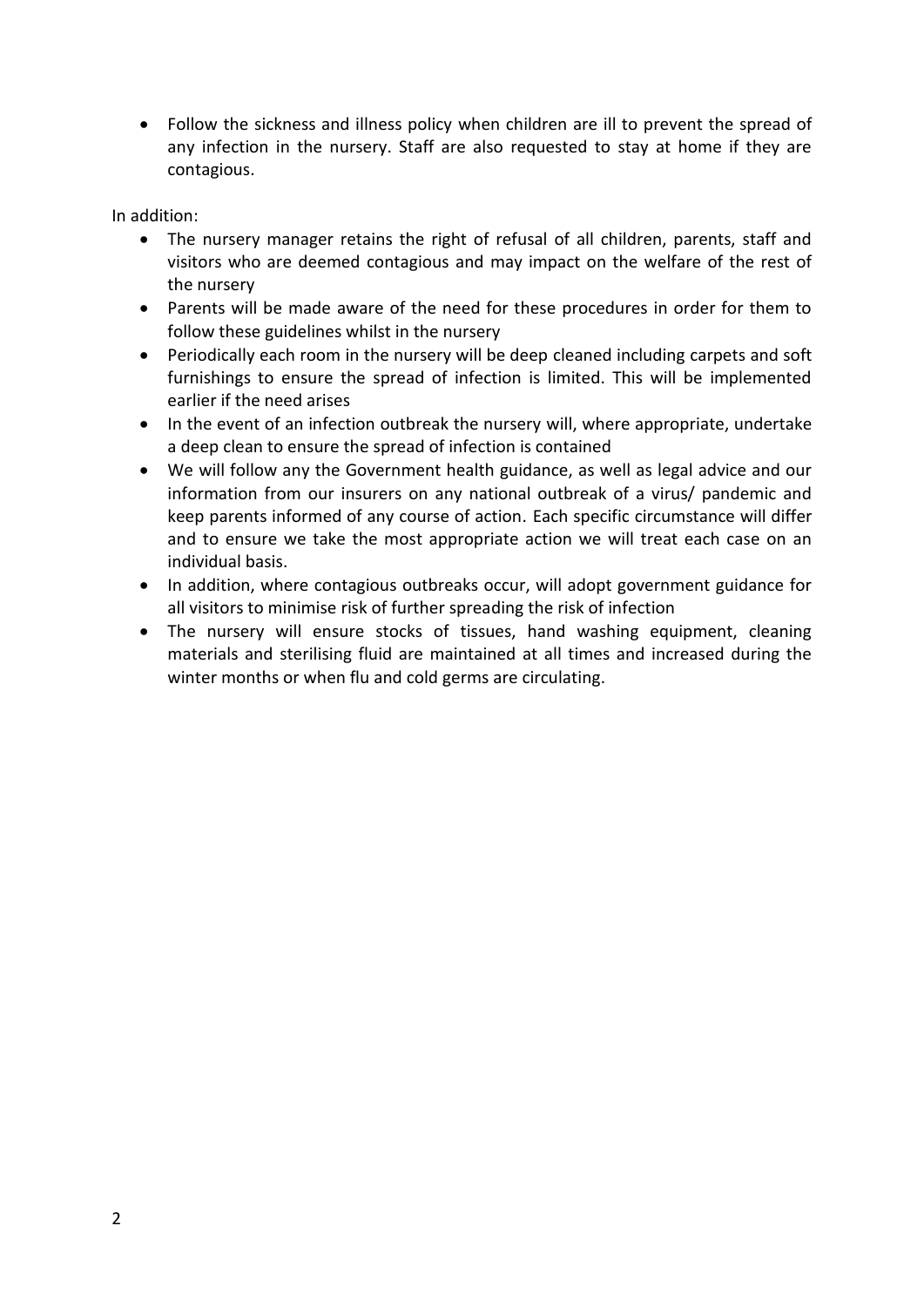- Follow the sickness and illness policy when children are ill to prevent the spread of any infection in the nursery. Staff are also requested to stay at home if they are contagious.

In addition:

- The nursery manager retains the right of refusal of all children, parents, staff and visitors who are deemed contagious and may impact on the welfare of the rest of the nursery
- Parents will be made aware of the need for these procedures in order for them to follow these guidelines whilst in the nursery
- Periodically each room in the nursery will be deep cleaned including carpets and soft furnishings to ensure the spread of infection is limited. This will be implemented earlier if the need arises
- In the event of an infection outbreak the nursery will, where appropriate, undertake a deep clean to ensure the spread of infection is contained
- We will follow any the Government health guidance, as well as legal advice and our information from our insurers on any national outbreak of a virus/ pandemic and keep parents informed of any course of action. Each specific circumstance will differ and to ensure we take the most appropriate action we will treat each case on an individual basis.
- In addition, where contagious outbreaks occur, will adopt government guidance for all visitors to minimise risk of further spreading the risk of infection
- The nursery will ensure stocks of tissues, hand washing equipment, cleaning materials and sterilising fluid are maintained at all times and increased during the winter months or when flu and cold germs are circulating.